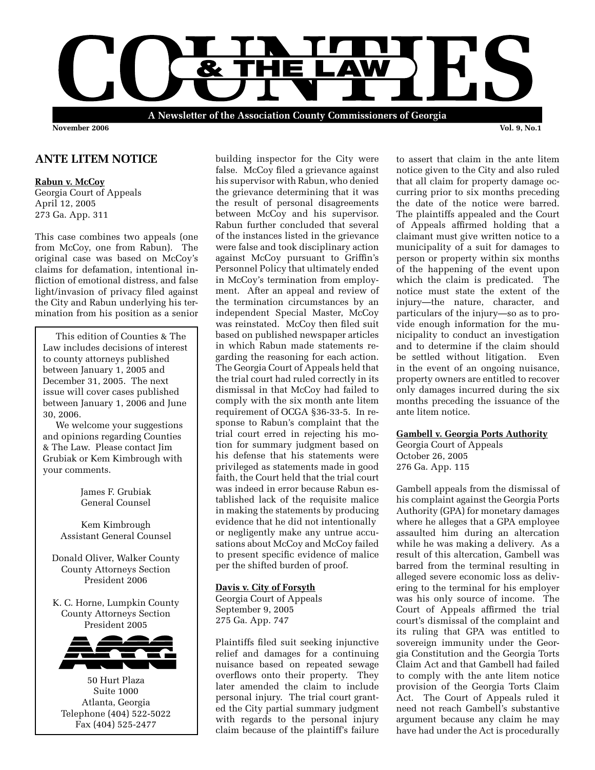# COUNTIES & THE LAW

**A Newsletter of the Association County Commissioners of Georgia**

**November 2006** **Vol. 9, No.1**

## ANTE LITEM NOTICE

**Rabun v. McCoy**
Georgia Court of Appeals
April 12, 2005
273 Ga. App. 311

This case combines two appeals (one from McCoy, one from Rabun). The original case was based on McCoy's claims for defamation, intentional infliction of emotional distress, and false light/invasion of privacy filed against the City and Rabun underlying his termination from his position as a senior building inspector for the City were false. McCoy filed a grievance against his supervisor with Rabun, who denied the grievance determining that it was the result of personal disagreements between McCoy and his supervisor. Rabun further concluded that several of the instances listed in the grievance were false and took disciplinary action against McCoy pursuant to Griffin's Personnel Policy that ultimately ended in McCoy's termination from employment. After an appeal and review of the termination circumstances by an independent Special Master, McCoy was reinstated. McCoy then filed suit based on published newspaper articles in which Rabun made statements regarding the reasoning for each action. The Georgia Court of Appeals held that the trial court had ruled correctly in its dismissal in that McCoy had failed to comply with the six month ante litem requirement of OCGA §36-33-5. In response to Rabun's complaint that the trial court erred in rejecting his motion for summary judgment based on his defense that his statements were privileged as statements made in good faith, the Court held that the trial court was indeed in error because Rabun established lack of the requisite malice in making the statements by producing evidence that he did not intentionally or negligently make any untrue accusations about McCoy and McCoy failed to present specific evidence of malice per the shifted burden of proof.

**Davis v. City of Forsyth**
Georgia Court of Appeals
September 9, 2005
275 Ga. App. 747

Plaintiffs filed suit seeking injunctive relief and damages for a continuing nuisance based on repeated sewage overflows onto their property. They later amended the claim to include personal injury. The trial court granted the City partial summary judgment with regards to the personal injury claim because of the plaintiff's failure to assert that claim in the ante litem notice given to the City and also ruled that all claim for property damage occurring prior to six months preceding the date of the notice were barred. The plaintiffs appealed and the Court of Appeals affirmed holding that a claimant must give written notice to a municipality of a suit for damages to person or property within six months of the happening of the event upon which the claim is predicated. The notice must state the extent of the injury—the nature, character, and particulars of the injury—so as to provide enough information for the municipality to conduct an investigation and to determine if the claim should be settled without litigation. Even in the event of an ongoing nuisance, property owners are entitled to recover only damages incurred during the six months preceding the issuance of the ante litem notice.

**Gambell v. Georgia Ports Authority**
Georgia Court of Appeals
October 26, 2005
276 Ga. App. 115

Gambell appeals from the dismissal of his complaint against the Georgia Ports Authority (GPA) for monetary damages where he alleges that a GPA employee assaulted him during an altercation while he was making a delivery. As a result of this altercation, Gambell was barred from the terminal resulting in alleged severe economic loss as delivering to the terminal for his employer was his only source of income. The Court of Appeals affirmed the trial court's dismissal of the complaint and its ruling that GPA was entitled to sovereign immunity under the Georgia Constitution and the Georgia Torts Claim Act and that Gambell had failed to comply with the ante litem notice provision of the Georgia Torts Claim Act. The Court of Appeals ruled it need not reach Gambell's substantive argument because any claim he may have had under the Act is procedurally

---

This edition of Counties & The Law includes decisions of interest to county attorneys published between January 1, 2005 and December 31, 2005. The next issue will cover cases published between January 1, 2006 and June 30, 2006.

We welcome your suggestions and opinions regarding Counties & The Law. Please contact Jim Grubiak or Kem Kimbrough with your comments.

James F. Grubiak
General Counsel

Kem Kimbrough
Assistant General Counsel

Donald Oliver, Walker County
County Attorneys Section
President 2006

K. C. Horne, Lumpkin County
County Attorneys Section
President 2005

ACCG

50 Hurt Plaza
Suite 1000
Atlanta, Georgia
Telephone (404) 522-5022
Fax (404) 525-2477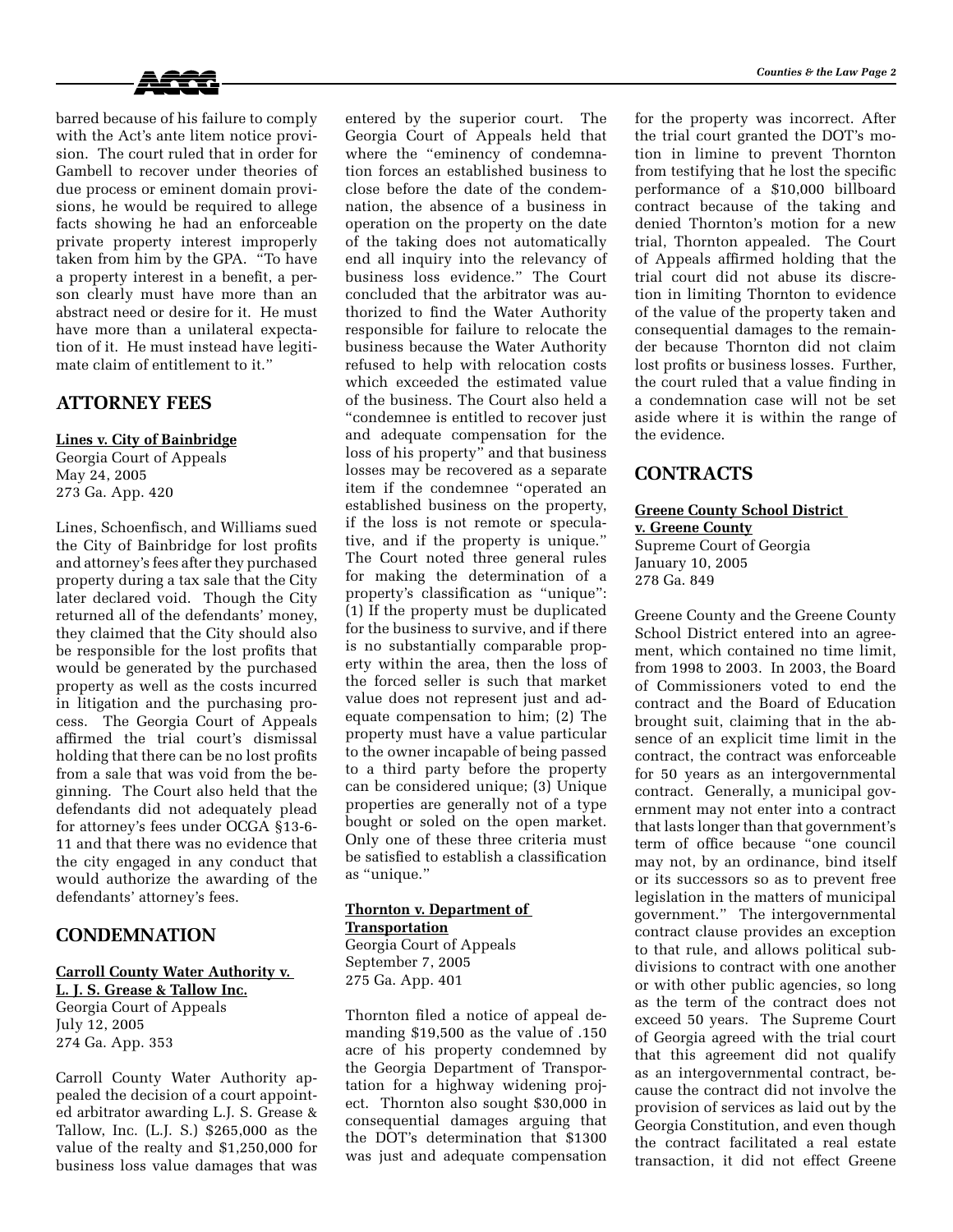barred because of his failure to comply with the Act's ante litem notice provision. The court ruled that in order for Gambell to recover under theories of due process or eminent domain provisions, he would be required to allege facts showing he had an enforceable private property interest improperly taken from him by the GPA. "To have a property interest in a benefit, a person clearly must have more than an abstract need or desire for it. He must have more than a unilateral expectation of it. He must instead have legitimate claim of entitlement to it."

## ATTORNEY FEES

**Lines v. City of Bainbridge**
Georgia Court of Appeals
May 24, 2005
273 Ga. App. 420

Lines, Schoenfisch, and Williams sued the City of Bainbridge for lost profits and attorney's fees after they purchased property during a tax sale that the City later declared void. Though the City returned all of the defendants' money, they claimed that the City should also be responsible for the lost profits that would be generated by the purchased property as well as the costs incurred in litigation and the purchasing process. The Georgia Court of Appeals affirmed the trial court's dismissal holding that there can be no lost profits from a sale that was void from the beginning. The Court also held that the defendants did not adequately plead for attorney's fees under OCGA §13-6-11 and that there was no evidence that the city engaged in any conduct that would authorize the awarding of the defendants' attorney's fees.

## CONDEMNATION

**Carroll County Water Authority v. L. J. S. Grease & Tallow Inc.**
Georgia Court of Appeals
July 12, 2005
274 Ga. App. 353

Carroll County Water Authority appealed the decision of a court appointed arbitrator awarding L.J. S. Grease & Tallow, Inc. (L.J. S.) $265,000 as the value of the realty and $1,250,000 for business loss value damages that was entered by the superior court. The Georgia Court of Appeals held that where the "eminency of condemnation forces an established business to close before the date of the condemnation, the absence of a business in operation on the property on the date of the taking does not automatically end all inquiry into the relevancy of business loss evidence." The Court concluded that the arbitrator was authorized to find the Water Authority responsible for failure to relocate the business because the Water Authority refused to help with relocation costs which exceeded the estimated value of the business. The Court also held a "condemnee is entitled to recover just and adequate compensation for the loss of his property" and that business losses may be recovered as a separate item if the condemnee "operated an established business on the property, if the loss is not remote or speculative, and if the property is unique." The Court noted three general rules for making the determination of a property's classification as "unique": (1) If the property must be duplicated for the business to survive, and if there is no substantially comparable property within the area, then the loss of the forced seller is such that market value does not represent just and adequate compensation to him; (2) The property must have a value particular to the owner incapable of being passed to a third party before the property can be considered unique; (3) Unique properties are generally not of a type bought or soled on the open market. Only one of these three criteria must be satisfied to establish a classification as "unique."

**Thornton v. Department of Transportation**
Georgia Court of Appeals
September 7, 2005
275 Ga. App. 401

Thornton filed a notice of appeal demanding $19,500 as the value of .150 acre of his property condemned by the Georgia Department of Transportation for a highway widening project. Thornton also sought $30,000 in consequential damages arguing that the DOT's determination that $1300 was just and adequate compensation for the property was incorrect. After the trial court granted the DOT's motion in limine to prevent Thornton from testifying that he lost the specific performance of a $10,000 billboard contract because of the taking and denied Thornton's motion for a new trial, Thornton appealed. The Court of Appeals affirmed holding that the trial court did not abuse its discretion in limiting Thornton to evidence of the value of the property taken and consequential damages to the remainder because Thornton did not claim lost profits or business losses. Further, the court ruled that a value finding in a condemnation case will not be set aside where it is within the range of the evidence.

## CONTRACTS

**Greene County School District v. Greene County**
Supreme Court of Georgia
January 10, 2005
278 Ga. 849

Greene County and the Greene County School District entered into an agreement, which contained no time limit, from 1998 to 2003. In 2003, the Board of Commissioners voted to end the contract and the Board of Education brought suit, claiming that in the absence of an explicit time limit in the contract, the contract was enforceable for 50 years as an intergovernmental contract. Generally, a municipal government may not enter into a contract that lasts longer than that government's term of office because "one council may not, by an ordinance, bind itself or its successors so as to prevent free legislation in the matters of municipal government." The intergovernmental contract clause provides an exception to that rule, and allows political subdivisions to contract with one another or with other public agencies, so long as the term of the contract does not exceed 50 years. The Supreme Court of Georgia agreed with the trial court that this agreement did not qualify as an intergovernmental contract, because the contract did not involve the provision of services as laid out by the Georgia Constitution, and even though the contract facilitated a real estate transaction, it did not effect Greene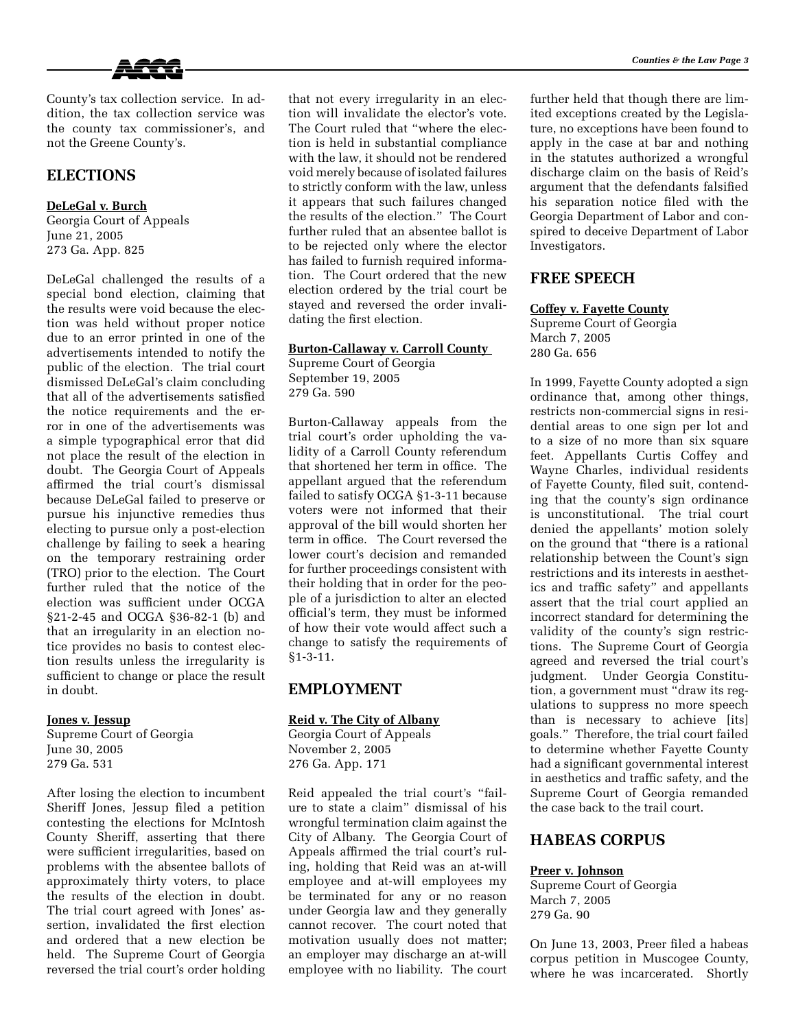County's tax collection service. In addition, the tax collection service was the county tax commissioner's, and not the Greene County's.

## ELECTIONS

**DeLeGal v. Burch**
Georgia Court of Appeals
June 21, 2005
273 Ga. App. 825

DeLeGal challenged the results of a special bond election, claiming that the results were void because the election was held without proper notice due to an error printed in one of the advertisements intended to notify the public of the election. The trial court dismissed DeLeGal's claim concluding that all of the advertisements satisfied the notice requirements and the error in one of the advertisements was a simple typographical error that did not place the result of the election in doubt. The Georgia Court of Appeals affirmed the trial court's dismissal because DeLeGal failed to preserve or pursue his injunctive remedies thus electing to pursue only a post-election challenge by failing to seek a hearing on the temporary restraining order (TRO) prior to the election. The Court further ruled that the notice of the election was sufficient under OCGA §21-2-45 and OCGA §36-82-1 (b) and that an irregularity in an election notice provides no basis to contest election results unless the irregularity is sufficient to change or place the result in doubt.

**Jones v. Jessup**
Supreme Court of Georgia
June 30, 2005
279 Ga. 531

After losing the election to incumbent Sheriff Jones, Jessup filed a petition contesting the elections for McIntosh County Sheriff, asserting that there were sufficient irregularities, based on problems with the absentee ballots of approximately thirty voters, to place the results of the election in doubt. The trial court agreed with Jones' assertion, invalidated the first election and ordered that a new election be held. The Supreme Court of Georgia reversed the trial court's order holding that not every irregularity in an election will invalidate the elector's vote. The Court ruled that "where the election is held in substantial compliance with the law, it should not be rendered void merely because of isolated failures to strictly conform with the law, unless it appears that such failures changed the results of the election." The Court further ruled that an absentee ballot is to be rejected only where the elector has failed to furnish required information. The Court ordered that the new election ordered by the trial court be stayed and reversed the order invalidating the first election.

**Burton-Callaway v. Carroll County**
Supreme Court of Georgia
September 19, 2005
279 Ga. 590

Burton-Callaway appeals from the trial court's order upholding the validity of a Carroll County referendum that shortened her term in office. The appellant argued that the referendum failed to satisfy OCGA §1-3-11 because voters were not informed that their approval of the bill would shorten her term in office. The Court reversed the lower court's decision and remanded for further proceedings consistent with their holding that in order for the people of a jurisdiction to alter an elected official's term, they must be informed of how their vote would affect such a change to satisfy the requirements of §1-3-11.

## EMPLOYMENT

**Reid v. The City of Albany**
Georgia Court of Appeals
November 2, 2005
276 Ga. App. 171

Reid appealed the trial court's "failure to state a claim" dismissal of his wrongful termination claim against the City of Albany. The Georgia Court of Appeals affirmed the trial court's ruling, holding that Reid was an at-will employee and at-will employees my be terminated for any or no reason under Georgia law and they generally cannot recover. The court noted that motivation usually does not matter; an employer may discharge an at-will employee with no liability. The court further held that though there are limited exceptions created by the Legislature, no exceptions have been found to apply in the case at bar and nothing in the statutes authorized a wrongful discharge claim on the basis of Reid's argument that the defendants falsified his separation notice filed with the Georgia Department of Labor and conspired to deceive Department of Labor Investigators.

## FREE SPEECH

**Coffey v. Fayette County**
Supreme Court of Georgia
March 7, 2005
280 Ga. 656

In 1999, Fayette County adopted a sign ordinance that, among other things, restricts non-commercial signs in residential areas to one sign per lot and to a size of no more than six square feet. Appellants Curtis Coffey and Wayne Charles, individual residents of Fayette County, filed suit, contending that the county's sign ordinance is unconstitutional. The trial court denied the appellants' motion solely on the ground that "there is a rational relationship between the Count's sign restrictions and its interests in aesthetics and traffic safety" and appellants assert that the trial court applied an incorrect standard for determining the validity of the county's sign restrictions. The Supreme Court of Georgia agreed and reversed the trial court's judgment. Under Georgia Constitution, a government must "draw its regulations to suppress no more speech than is necessary to achieve [its] goals." Therefore, the trial court failed to determine whether Fayette County had a significant governmental interest in aesthetics and traffic safety, and the Supreme Court of Georgia remanded the case back to the trail court.

## HABEAS CORPUS

**Preer v. Johnson**
Supreme Court of Georgia
March 7, 2005
279 Ga. 90

On June 13, 2003, Preer filed a habeas corpus petition in Muscogee County, where he was incarcerated. Shortly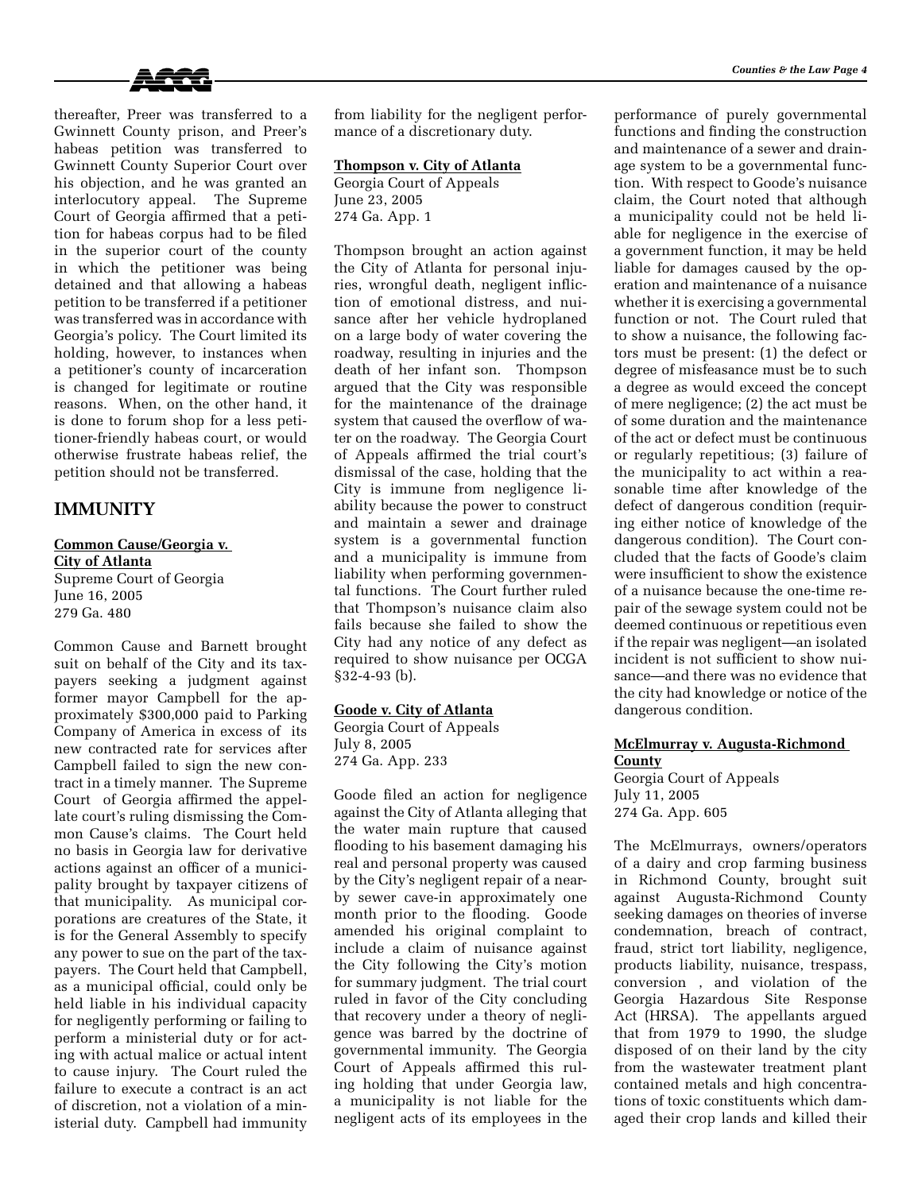thereafter, Preer was transferred to a Gwinnett County prison, and Preer's habeas petition was transferred to Gwinnett County Superior Court over his objection, and he was granted an interlocutory appeal. The Supreme Court of Georgia affirmed that a petition for habeas corpus had to be filed in the superior court of the county in which the petitioner was being detained and that allowing a habeas petition to be transferred if a petitioner was transferred was in accordance with Georgia's policy. The Court limited its holding, however, to instances when a petitioner's county of incarceration is changed for legitimate or routine reasons. When, on the other hand, it is done to forum shop for a less petitioner-friendly habeas court, or would otherwise frustrate habeas relief, the petition should not be transferred.

## IMMUNITY

**Common Cause/Georgia v. City of Atlanta**
Supreme Court of Georgia
June 16, 2005
279 Ga. 480

Common Cause and Barnett brought suit on behalf of the City and its taxpayers seeking a judgment against former mayor Campbell for the approximately $300,000 paid to Parking Company of America in excess of its new contracted rate for services after Campbell failed to sign the new contract in a timely manner. The Supreme Court of Georgia affirmed the appellate court's ruling dismissing the Common Cause's claims. The Court held no basis in Georgia law for derivative actions against an officer of a municipality brought by taxpayer citizens of that municipality. As municipal corporations are creatures of the State, it is for the General Assembly to specify any power to sue on the part of the taxpayers. The Court held that Campbell, as a municipal official, could only be held liable in his individual capacity for negligently performing or failing to perform a ministerial duty or for acting with actual malice or actual intent to cause injury. The Court ruled the failure to execute a contract is an act of discretion, not a violation of a ministerial duty. Campbell had immunity from liability for the negligent performance of a discretionary duty.

**Thompson v. City of Atlanta**
Georgia Court of Appeals
June 23, 2005
274 Ga. App. 1

Thompson brought an action against the City of Atlanta for personal injuries, wrongful death, negligent infliction of emotional distress, and nuisance after her vehicle hydroplaned on a large body of water covering the roadway, resulting in injuries and the death of her infant son. Thompson argued that the City was responsible for the maintenance of the drainage system that caused the overflow of water on the roadway. The Georgia Court of Appeals affirmed the trial court's dismissal of the case, holding that the City is immune from negligence liability because the power to construct and maintain a sewer and drainage system is a governmental function and a municipality is immune from liability when performing governmental functions. The Court further ruled that Thompson's nuisance claim also fails because she failed to show the City had any notice of any defect as required to show nuisance per OCGA §32-4-93 (b).

**Goode v. City of Atlanta**
Georgia Court of Appeals
July 8, 2005
274 Ga. App. 233

Goode filed an action for negligence against the City of Atlanta alleging that the water main rupture that caused flooding to his basement damaging his real and personal property was caused by the City's negligent repair of a nearby sewer cave-in approximately one month prior to the flooding. Goode amended his original complaint to include a claim of nuisance against the City following the City's motion for summary judgment. The trial court ruled in favor of the City concluding that recovery under a theory of negligence was barred by the doctrine of governmental immunity. The Georgia Court of Appeals affirmed this ruling holding that under Georgia law, a municipality is not liable for the negligent acts of its employees in the performance of purely governmental functions and finding the construction and maintenance of a sewer and drainage system to be a governmental function. With respect to Goode's nuisance claim, the Court noted that although a municipality could not be held liable for negligence in the exercise of a government function, it may be held liable for damages caused by the operation and maintenance of a nuisance whether it is exercising a governmental function or not. The Court ruled that to show a nuisance, the following factors must be present: (1) the defect or degree of misfeasance must be to such a degree as would exceed the concept of mere negligence; (2) the act must be of some duration and the maintenance of the act or defect must be continuous or regularly repetitious; (3) failure of the municipality to act within a reasonable time after knowledge of the defect of dangerous condition (requiring either notice of knowledge of the dangerous condition). The Court concluded that the facts of Goode's claim were insufficient to show the existence of a nuisance because the one-time repair of the sewage system could not be deemed continuous or repetitious even if the repair was negligent—an isolated incident is not sufficient to show nuisance—and there was no evidence that the city had knowledge or notice of the dangerous condition.

**McElmurray v. Augusta-Richmond County**
Georgia Court of Appeals
July 11, 2005
274 Ga. App. 605

The McElmurrays, owners/operators of a dairy and crop farming business in Richmond County, brought suit against Augusta-Richmond County seeking damages on theories of inverse condemnation, breach of contract, fraud, strict tort liability, negligence, products liability, nuisance, trespass, conversion , and violation of the Georgia Hazardous Site Response Act (HRSA). The appellants argued that from 1979 to 1990, the sludge disposed of on their land by the city from the wastewater treatment plant contained metals and high concentrations of toxic constituents which damaged their crop lands and killed their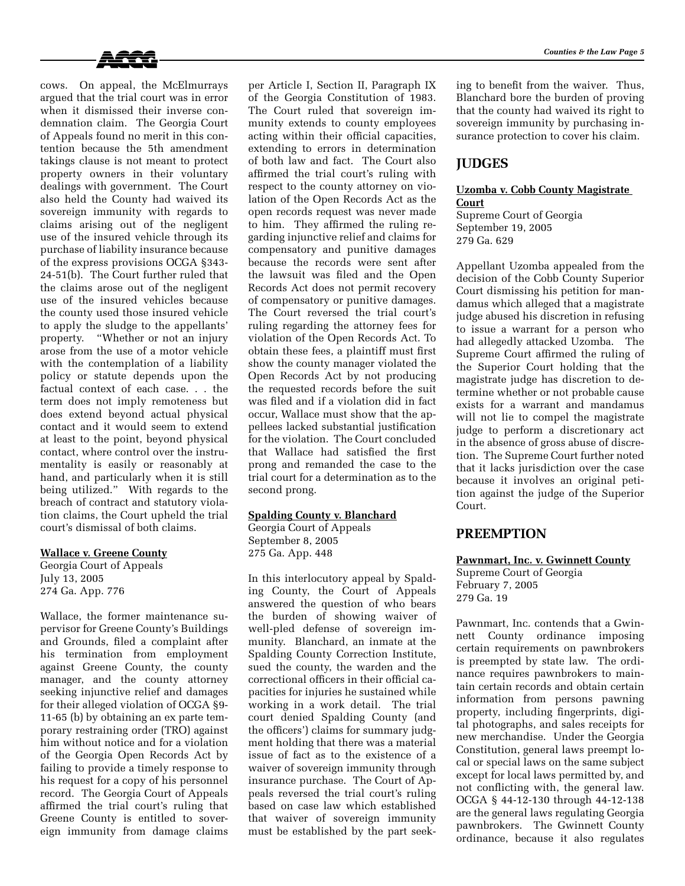cows. On appeal, the McElmurrays argued that the trial court was in error when it dismissed their inverse condemnation claim. The Georgia Court of Appeals found no merit in this contention because the 5th amendment takings clause is not meant to protect property owners in their voluntary dealings with government. The Court also held the County had waived its sovereign immunity with regards to claims arising out of the negligent use of the insured vehicle through its purchase of liability insurance because of the express provisions OCGA §343-24-51(b). The Court further ruled that the claims arose out of the negligent use of the insured vehicles because the county used those insured vehicle to apply the sludge to the appellants' property. "Whether or not an injury arose from the use of a motor vehicle with the contemplation of a liability policy or statute depends upon the factual context of each case. . . the term does not imply remoteness but does extend beyond actual physical contact and it would seem to extend at least to the point, beyond physical contact, where control over the instrumentality is easily or reasonably at hand, and particularly when it is still being utilized." With regards to the breach of contract and statutory violation claims, the Court upheld the trial court's dismissal of both claims.

**Wallace v. Greene County**
Georgia Court of Appeals
July 13, 2005
274 Ga. App. 776

Wallace, the former maintenance supervisor for Greene County's Buildings and Grounds, filed a complaint after his termination from employment against Greene County, the county manager, and the county attorney seeking injunctive relief and damages for their alleged violation of OCGA §9-11-65 (b) by obtaining an ex parte temporary restraining order (TRO) against him without notice and for a violation of the Georgia Open Records Act by failing to provide a timely response to his request for a copy of his personnel record. The Georgia Court of Appeals affirmed the trial court's ruling that Greene County is entitled to sovereign immunity from damage claims per Article I, Section II, Paragraph IX of the Georgia Constitution of 1983. The Court ruled that sovereign immunity extends to county employees acting within their official capacities, extending to errors in determination of both law and fact. The Court also affirmed the trial court's ruling with respect to the county attorney on violation of the Open Records Act as the open records request was never made to him. They affirmed the ruling regarding injunctive relief and claims for compensatory and punitive damages because the records were sent after the lawsuit was filed and the Open Records Act does not permit recovery of compensatory or punitive damages. The Court reversed the trial court's ruling regarding the attorney fees for violation of the Open Records Act. To obtain these fees, a plaintiff must first show the county manager violated the Open Records Act by not producing the requested records before the suit was filed and if a violation did in fact occur, Wallace must show that the appellees lacked substantial justification for the violation. The Court concluded that Wallace had satisfied the first prong and remanded the case to the trial court for a determination as to the second prong.

**Spalding County v. Blanchard**
Georgia Court of Appeals
September 8, 2005
275 Ga. App. 448

In this interlocutory appeal by Spalding County, the Court of Appeals answered the question of who bears the burden of showing waiver of well-pled defense of sovereign immunity. Blanchard, an inmate at the Spalding County Correction Institute, sued the county, the warden and the correctional officers in their official capacities for injuries he sustained while working in a work detail. The trial court denied Spalding County (and the officers') claims for summary judgment holding that there was a material issue of fact as to the existence of a waiver of sovereign immunity through insurance purchase. The Court of Appeals reversed the trial court's ruling based on case law which established that waiver of sovereign immunity must be established by the part seeking to benefit from the waiver. Thus, Blanchard bore the burden of proving that the county had waived its right to sovereign immunity by purchasing insurance protection to cover his claim.

## JUDGES

**Uzomba v. Cobb County Magistrate Court**
Supreme Court of Georgia
September 19, 2005
279 Ga. 629

Appellant Uzomba appealed from the decision of the Cobb County Superior Court dismissing his petition for mandamus which alleged that a magistrate judge abused his discretion in refusing to issue a warrant for a person who had allegedly attacked Uzomba. The Supreme Court affirmed the ruling of the Superior Court holding that the magistrate judge has discretion to determine whether or not probable cause exists for a warrant and mandamus will not lie to compel the magistrate judge to perform a discretionary act in the absence of gross abuse of discretion. The Supreme Court further noted that it lacks jurisdiction over the case because it involves an original petition against the judge of the Superior Court.

## PREEMPTION

**Pawnmart, Inc. v. Gwinnett County**
Supreme Court of Georgia
February 7, 2005
279 Ga. 19

Pawnmart, Inc. contends that a Gwinnett County ordinance imposing certain requirements on pawnbrokers is preempted by state law. The ordinance requires pawnbrokers to maintain certain records and obtain certain information from persons pawning property, including fingerprints, digital photographs, and sales receipts for new merchandise. Under the Georgia Constitution, general laws preempt local or special laws on the same subject except for local laws permitted by, and not conflicting with, the general law. OCGA § 44-12-130 through 44-12-138 are the general laws regulating Georgia pawnbrokers. The Gwinnett County ordinance, because it also regulates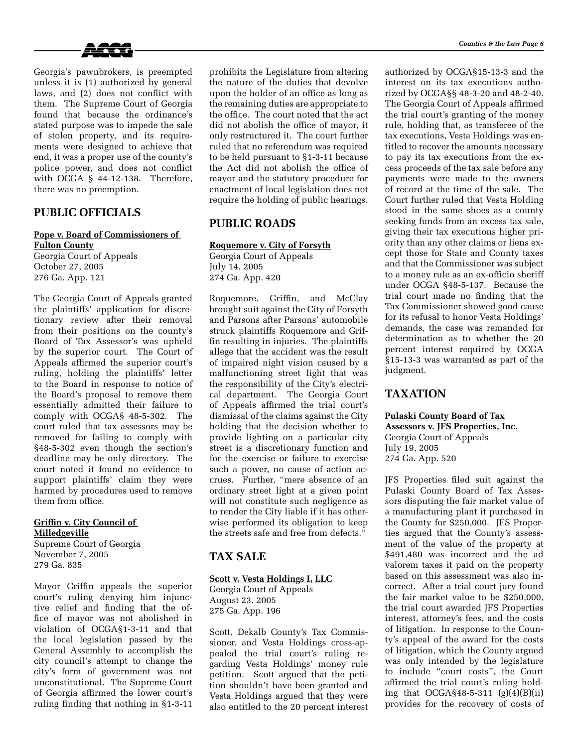Georgia's pawnbrokers, is preempted unless it is (1) authorized by general laws, and (2) does not conflict with them. The Supreme Court of Georgia found that because the ordinance's stated purpose was to impede the sale of stolen property, and its requirements were designed to achieve that end, it was a proper use of the county's police power, and does not conflict with OCGA § 44-12-138. Therefore, there was no preemption.

## PUBLIC OFFICIALS

**Pope v. Board of Commissioners of Fulton County**
Georgia Court of Appeals
October 27, 2005
276 Ga. App. 121

The Georgia Court of Appeals granted the plaintiffs' application for discretionary review after their removal from their positions on the county's Board of Tax Assessor's was upheld by the superior court. The Court of Appeals affirmed the superior court's ruling, holding the plaintiffs' letter to the Board in response to notice of the Board's proposal to remove them essentially admitted their failure to comply with OCGA§ 48-5-302. The court ruled that tax assessors may be removed for failing to comply with §48-5-302 even though the section's deadline may be only directory. The court noted it found no evidence to support plaintiffs' claim they were harmed by procedures used to remove them from office.

**Griffin v. City Council of Milledgeville**
Supreme Court of Georgia
November 7, 2005
279 Ga. 835

Mayor Griffin appeals the superior court's ruling denying him injunctive relief and finding that the office of mayor was not abolished in violation of OCGA§1-3-11 and that the local legislation passed by the General Assembly to accomplish the city council's attempt to change the city's form of government was not unconstitutional. The Supreme Court of Georgia affirmed the lower court's ruling finding that nothing in §1-3-11 prohibits the Legislature from altering the nature of the duties that devolve upon the holder of an office as long as the remaining duties are appropriate to the office. The court noted that the act did not abolish the office of mayor, it only restructured it. The court further ruled that no referendum was required to be held pursuant to §1-3-11 because the Act did not abolish the office of mayor and the statutory procedure for enactment of local legislation does not require the holding of public hearings.

## PUBLIC ROADS

**Roquemore v. City of Forsyth**
Georgia Court of Appeals
July 14, 2005
274 Ga. App. 420

Roquemore, Griffin, and McClay brought suit against the City of Forsyth and Parsons after Parsons' automobile struck plaintiffs Roquemore and Griffin resulting in injuries. The plaintiffs allege that the accident was the result of impaired night vision caused by a malfunctioning street light that was the responsibility of the City's electrical department. The Georgia Court of Appeals affirmed the trial court's dismissal of the claims against the City holding that the decision whether to provide lighting on a particular city street is a discretionary function and for the exercise or failure to exercise such a power, no cause of action accrues. Further, "mere absence of an ordinary street light at a given point will not constitute such negligence as to render the City liable if it has otherwise performed its obligation to keep the streets safe and free from defects."

## TAX SALE

**Scott v. Vesta Holdings I, LLC**
Georgia Court of Appeals
August 23, 2005
275 Ga. App. 196

Scott, Dekalb County's Tax Commissioner, and Vesta Holdings cross-appealed the trial court's ruling regarding Vesta Holdings' money rule petition. Scott argued that the petition shouldn't have been granted and Vesta Holdings argued that they were also entitled to the 20 percent interest authorized by OCGA§15-13-3 and the interest on its tax executions authorized by OCGA§§ 48-3-20 and 48-2-40. The Georgia Court of Appeals affirmed the trial court's granting of the money rule, holding that, as transferee of the tax executions, Vesta Holdings was entitled to recover the amounts necessary to pay its tax executions from the excess proceeds of the tax sale before any payments were made to the owners of record at the time of the sale. The Court further ruled that Vesta Holding stood in the same shoes as a county seeking funds from an excess tax sale, giving their tax executions higher priority than any other claims or liens except those for State and County taxes and that the Commissioner was subject to a money rule as an ex-officio sheriff under OCGA §48-5-137. Because the trial court made no finding that the Tax Commissioner showed good cause for its refusal to honor Vesta Holdings' demands, the case was remanded for determination as to whether the 20 percent interest required by OCGA §15-13-3 was warranted as part of the judgment.

## TAXATION

**Pulaski County Board of Tax Assessors v. JFS Properties, Inc.**
Georgia Court of Appeals
July 19, 2005
274 Ga. App. 520

JFS Properties filed suit against the Pulaski County Board of Tax Assessors disputing the fair market value of a manufacturing plant it purchased in the County for $250,000. JFS Properties argued that the County's assessment of the value of the property at $491,480 was incorrect and the ad valorem taxes it paid on the property based on this assessment was also incorrect. After a trial court jury found the fair market value to be $250,000, the trial court awarded JFS Properties interest, attorney's fees, and the costs of litigation. In response to the County's appeal of the award for the costs of litigation, which the County argued was only intended by the legislature to include "court costs", the Court affirmed the trial court's ruling holding that OCGA§48-5-311 (g)(4)(B)(ii) provides for the recovery of costs of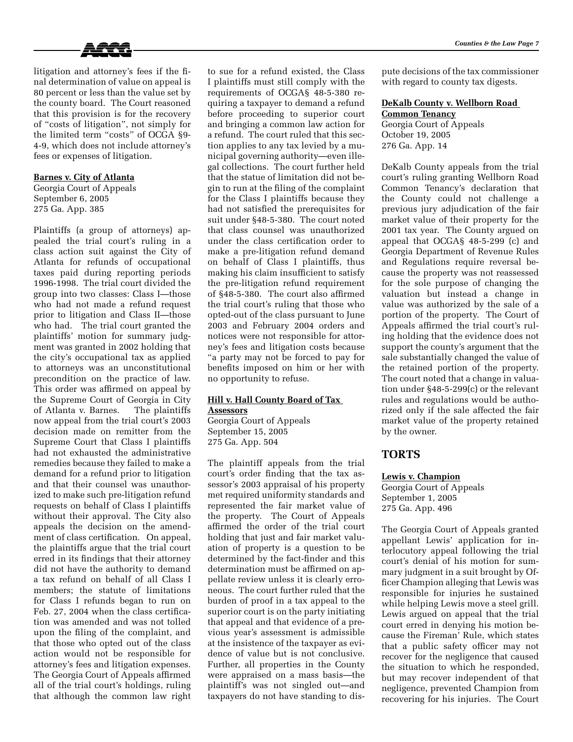litigation and attorney's fees if the final determination of value on appeal is 80 percent or less than the value set by the county board. The Court reasoned that this provision is for the recovery of "costs of litigation", not simply for the limited term "costs" of OCGA §9-4-9, which does not include attorney's fees or expenses of litigation.

**Barnes v. City of Atlanta**
Georgia Court of Appeals
September 6, 2005
275 Ga. App. 385

Plaintiffs (a group of attorneys) appealed the trial court's ruling in a class action suit against the City of Atlanta for refunds of occupational taxes paid during reporting periods 1996-1998. The trial court divided the group into two classes: Class I—those who had not made a refund request prior to litigation and Class II—those who had. The trial court granted the plaintiffs' motion for summary judgment was granted in 2002 holding that the city's occupational tax as applied to attorneys was an unconstitutional precondition on the practice of law. This order was affirmed on appeal by the Supreme Court of Georgia in City of Atlanta v. Barnes. The plaintiffs now appeal from the trial court's 2003 decision made on remitter from the Supreme Court that Class I plaintiffs had not exhausted the administrative remedies because they failed to make a demand for a refund prior to litigation and that their counsel was unauthorized to make such pre-litigation refund requests on behalf of Class I plaintiffs without their approval. The City also appeals the decision on the amendment of class certification. On appeal, the plaintiffs argue that the trial court erred in its findings that their attorney did not have the authority to demand a tax refund on behalf of all Class I members; the statute of limitations for Class I refunds began to run on Feb. 27, 2004 when the class certification was amended and was not tolled upon the filing of the complaint, and that those who opted out of the class action would not be responsible for attorney's fees and litigation expenses. The Georgia Court of Appeals affirmed all of the trial court's holdings, ruling that although the common law right to sue for a refund existed, the Class I plaintiffs must still comply with the requirements of OCGA§ 48-5-380 requiring a taxpayer to demand a refund before proceeding to superior court and bringing a common law action for a refund. The court ruled that this section applies to any tax levied by a municipal governing authority—even illegal collections. The court further held that the statue of limitation did not begin to run at the filing of the complaint for the Class I plaintiffs because they had not satisfied the prerequisites for suit under §48-5-380. The court noted that class counsel was unauthorized under the class certification order to make a pre-litigation refund demand on behalf of Class I plaintiffs, thus making his claim insufficient to satisfy the pre-litigation refund requirement of §48-5-380. The court also affirmed the trial court's ruling that those who opted-out of the class pursuant to June 2003 and February 2004 orders and notices were not responsible for attorney's fees and litigation costs because "a party may not be forced to pay for benefits imposed on him or her with no opportunity to refuse.

**Hill v. Hall County Board of Tax Assessors**
Georgia Court of Appeals
September 15, 2005
275 Ga. App. 504

The plaintiff appeals from the trial court's order finding that the tax assessor's 2003 appraisal of his property met required uniformity standards and represented the fair market value of the property. The Court of Appeals affirmed the order of the trial court holding that just and fair market valuation of property is a question to be determined by the fact-finder and this determination must be affirmed on appellate review unless it is clearly erroneous. The court further ruled that the burden of proof in a tax appeal to the superior court is on the party initiating that appeal and that evidence of a previous year's assessment is admissible at the insistence of the taxpayer as evidence of value but is not conclusive. Further, all properties in the County were appraised on a mass basis—the plaintiff's was not singled out—and taxpayers do not have standing to dispute decisions of the tax commissioner with regard to county tax digests.

**DeKalb County v. Wellborn Road Common Tenancy**
Georgia Court of Appeals
October 19, 2005
276 Ga. App. 14

DeKalb County appeals from the trial court's ruling granting Wellborn Road Common Tenancy's declaration that the County could not challenge a previous jury adjudication of the fair market value of their property for the 2001 tax year. The County argued on appeal that OCGA§ 48-5-299 (c) and Georgia Department of Revenue Rules and Regulations require reversal because the property was not reassessed for the sole purpose of changing the valuation but instead a change in value was authorized by the sale of a portion of the property. The Court of Appeals affirmed the trial court's ruling holding that the evidence does not support the county's argument that the sale substantially changed the value of the retained portion of the property. The court noted that a change in valuation under §48-5-299(c) or the relevant rules and regulations would be authorized only if the sale affected the fair market value of the property retained by the owner.

## TORTS

**Lewis v. Champion**
Georgia Court of Appeals
September 1, 2005
275 Ga. App. 496

The Georgia Court of Appeals granted appellant Lewis' application for interlocutory appeal following the trial court's denial of his motion for summary judgment in a suit brought by Officer Champion alleging that Lewis was responsible for injuries he sustained while helping Lewis move a steel grill. Lewis argued on appeal that the trial court erred in denying his motion because the Fireman' Rule, which states that a public safety officer may not recover for the negligence that caused the situation to which he responded, but may recover independent of that negligence, prevented Champion from recovering for his injuries. The Court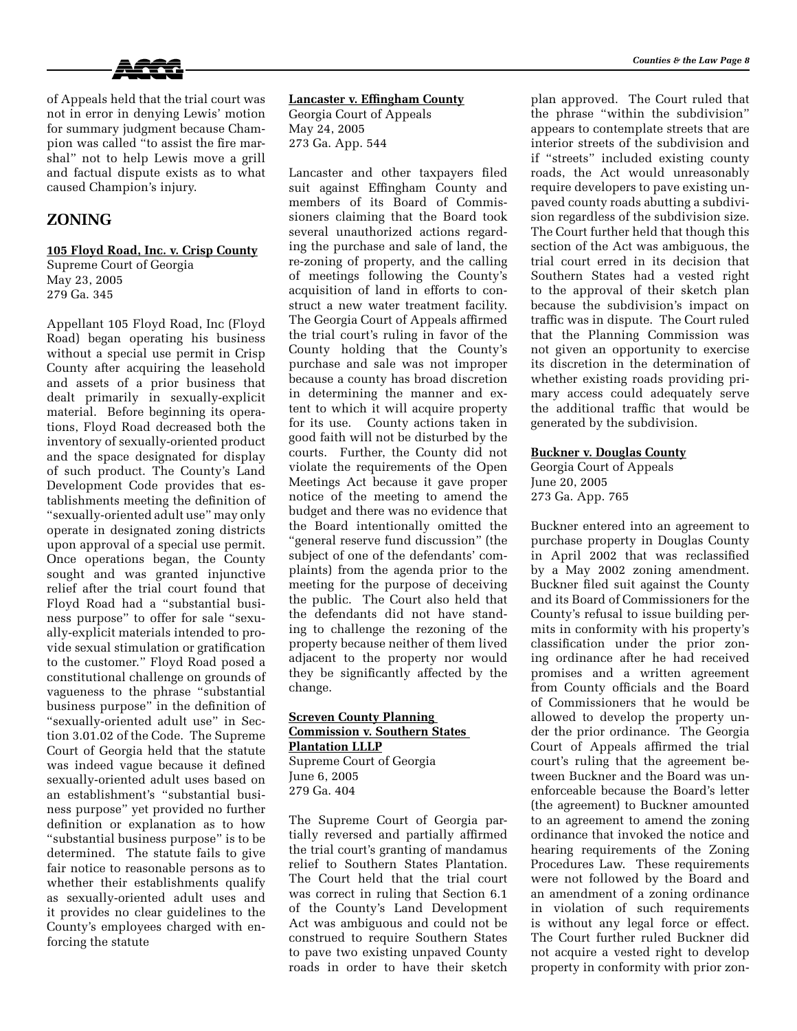of Appeals held that the trial court was not in error in denying Lewis' motion for summary judgment because Champion was called "to assist the fire marshal" not to help Lewis move a grill and factual dispute exists as to what caused Champion's injury.

## ZONING

**105 Floyd Road, Inc. v. Crisp County**
Supreme Court of Georgia
May 23, 2005
279 Ga. 345

Appellant 105 Floyd Road, Inc (Floyd Road) began operating his business without a special use permit in Crisp County after acquiring the leasehold and assets of a prior business that dealt primarily in sexually-explicit material. Before beginning its operations, Floyd Road decreased both the inventory of sexually-oriented product and the space designated for display of such product. The County's Land Development Code provides that establishments meeting the definition of "sexually-oriented adult use" may only operate in designated zoning districts upon approval of a special use permit. Once operations began, the County sought and was granted injunctive relief after the trial court found that Floyd Road had a "substantial business purpose" to offer for sale "sexually-explicit materials intended to provide sexual stimulation or gratification to the customer." Floyd Road posed a constitutional challenge on grounds of vagueness to the phrase "substantial business purpose" in the definition of "sexually-oriented adult use" in Section 3.01.02 of the Code. The Supreme Court of Georgia held that the statute was indeed vague because it defined sexually-oriented adult uses based on an establishment's "substantial business purpose" yet provided no further definition or explanation as to how "substantial business purpose" is to be determined. The statute fails to give fair notice to reasonable persons as to whether their establishments qualify as sexually-oriented adult uses and it provides no clear guidelines to the County's employees charged with enforcing the statute

**Lancaster v. Effingham County**
Georgia Court of Appeals
May 24, 2005
273 Ga. App. 544

Lancaster and other taxpayers filed suit against Effingham County and members of its Board of Commissioners claiming that the Board took several unauthorized actions regarding the purchase and sale of land, the re-zoning of property, and the calling of meetings following the County's acquisition of land in efforts to construct a new water treatment facility. The Georgia Court of Appeals affirmed the trial court's ruling in favor of the County holding that the County's purchase and sale was not improper because a county has broad discretion in determining the manner and extent to which it will acquire property for its use. County actions taken in good faith will not be disturbed by the courts. Further, the County did not violate the requirements of the Open Meetings Act because it gave proper notice of the meeting to amend the budget and there was no evidence that the Board intentionally omitted the "general reserve fund discussion" (the subject of one of the defendants' complaints) from the agenda prior to the meeting for the purpose of deceiving the public. The Court also held that the defendants did not have standing to challenge the rezoning of the property because neither of them lived adjacent to the property nor would they be significantly affected by the change.

**Screven County Planning Commission v. Southern States Plantation LLLP**
Supreme Court of Georgia
June 6, 2005
279 Ga. 404

The Supreme Court of Georgia partially reversed and partially affirmed the trial court's granting of mandamus relief to Southern States Plantation. The Court held that the trial court was correct in ruling that Section 6.1 of the County's Land Development Act was ambiguous and could not be construed to require Southern States to pave two existing unpaved County roads in order to have their sketch plan approved. The Court ruled that the phrase "within the subdivision" appears to contemplate streets that are interior streets of the subdivision and if "streets" included existing county roads, the Act would unreasonably require developers to pave existing unpaved county roads abutting a subdivision regardless of the subdivision size. The Court further held that though this section of the Act was ambiguous, the trial court erred in its decision that Southern States had a vested right to the approval of their sketch plan because the subdivision's impact on traffic was in dispute. The Court ruled that the Planning Commission was not given an opportunity to exercise its discretion in the determination of whether existing roads providing primary access could adequately serve the additional traffic that would be generated by the subdivision.

**Buckner v. Douglas County**
Georgia Court of Appeals
June 20, 2005
273 Ga. App. 765

Buckner entered into an agreement to purchase property in Douglas County in April 2002 that was reclassified by a May 2002 zoning amendment. Buckner filed suit against the County and its Board of Commissioners for the County's refusal to issue building permits in conformity with his property's classification under the prior zoning ordinance after he had received promises and a written agreement from County officials and the Board of Commissioners that he would be allowed to develop the property under the prior ordinance. The Georgia Court of Appeals affirmed the trial court's ruling that the agreement between Buckner and the Board was unenforceable because the Board's letter (the agreement) to Buckner amounted to an agreement to amend the zoning ordinance that invoked the notice and hearing requirements of the Zoning Procedures Law. These requirements were not followed by the Board and an amendment of a zoning ordinance in violation of such requirements is without any legal force or effect. The Court further ruled Buckner did not acquire a vested right to develop property in conformity with prior zon-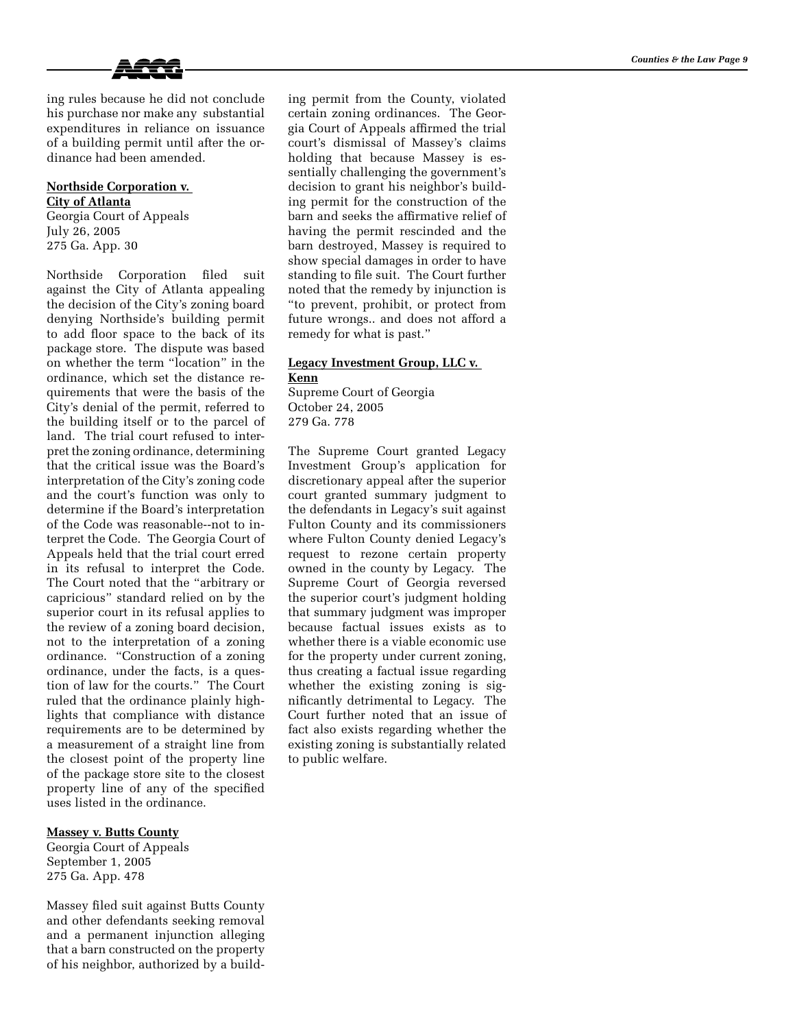ing rules because he did not conclude his purchase nor make any substantial expenditures in reliance on issuance of a building permit until after the ordinance had been amended.

**Northside Corporation v. City of Atlanta**
Georgia Court of Appeals
July 26, 2005
275 Ga. App. 30

Northside Corporation filed suit against the City of Atlanta appealing the decision of the City's zoning board denying Northside's building permit to add floor space to the back of its package store. The dispute was based on whether the term "location" in the ordinance, which set the distance requirements that were the basis of the City's denial of the permit, referred to the building itself or to the parcel of land. The trial court refused to interpret the zoning ordinance, determining that the critical issue was the Board's interpretation of the City's zoning code and the court's function was only to determine if the Board's interpretation of the Code was reasonable--not to interpret the Code. The Georgia Court of Appeals held that the trial court erred in its refusal to interpret the Code. The Court noted that the "arbitrary or capricious" standard relied on by the superior court in its refusal applies to the review of a zoning board decision, not to the interpretation of a zoning ordinance. "Construction of a zoning ordinance, under the facts, is a question of law for the courts." The Court ruled that the ordinance plainly highlights that compliance with distance requirements are to be determined by a measurement of a straight line from the closest point of the property line of the package store site to the closest property line of any of the specified uses listed in the ordinance.

**Massey v. Butts County**
Georgia Court of Appeals
September 1, 2005
275 Ga. App. 478

Massey filed suit against Butts County and other defendants seeking removal and a permanent injunction alleging that a barn constructed on the property of his neighbor, authorized by a building permit from the County, violated certain zoning ordinances. The Georgia Court of Appeals affirmed the trial court's dismissal of Massey's claims holding that because Massey is essentially challenging the government's decision to grant his neighbor's building permit for the construction of the barn and seeks the affirmative relief of having the permit rescinded and the barn destroyed, Massey is required to show special damages in order to have standing to file suit. The Court further noted that the remedy by injunction is "to prevent, prohibit, or protect from future wrongs.. and does not afford a remedy for what is past."

**Legacy Investment Group, LLC v. Kenn**
Supreme Court of Georgia
October 24, 2005
279 Ga. 778

The Supreme Court granted Legacy Investment Group's application for discretionary appeal after the superior court granted summary judgment to the defendants in Legacy's suit against Fulton County and its commissioners where Fulton County denied Legacy's request to rezone certain property owned in the county by Legacy. The Supreme Court of Georgia reversed the superior court's judgment holding that summary judgment was improper because factual issues exists as to whether there is a viable economic use for the property under current zoning, thus creating a factual issue regarding whether the existing zoning is significantly detrimental to Legacy. The Court further noted that an issue of fact also exists regarding whether the existing zoning is substantially related to public welfare.